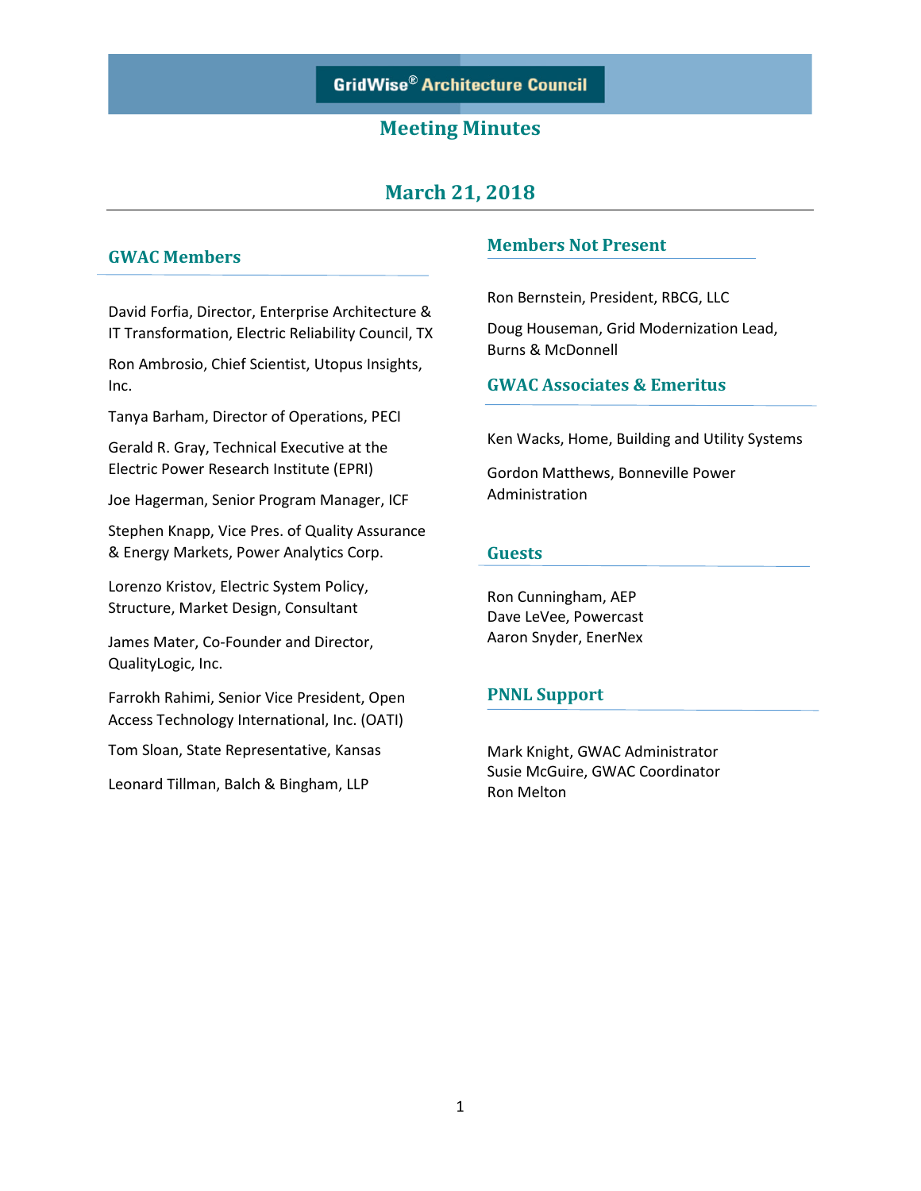# GridWise® Architecture Council

## Meeting Minutes

## March 21, 2018

### GWAC Members

David Forfia, Director, Enterprise Architecture & IT Transformation, Electric Reliability Council, TX

Ron Ambrosio, Chief Scientist, Utopus Insights, Inc.

Tanya Barham, Director of Operations, PECI

Gerald R. Gray, Technical Executive at the Electric Power Research Institute (EPRI)

Joe Hagerman, Senior Program Manager, ICF

Stephen Knapp, Vice Pres. of Quality Assurance & Energy Markets, Power Analytics Corp.

Lorenzo Kristov, Electric System Policy, Structure, Market Design, Consultant

James Mater, Co-Founder and Director, QualityLogic, Inc.

Farrokh Rahimi, Senior Vice President, Open Access Technology International, Inc. (OATI)

Tom Sloan, State Representative, Kansas

Leonard Tillman, Balch & Bingham, LLP

### Members Not Present

Ron Bernstein, President, RBCG, LLC

Doug Houseman, Grid Modernization Lead, Burns & McDonnell

### GWAC Associates & Emeritus

Ken Wacks, Home, Building and Utility Systems

Gordon Matthews, Bonneville Power Administration

### Guests

Ron Cunningham, AEP
Dave LeVee, Powercast
Aaron Snyder, EnerNex

### PNNL Support

Mark Knight, GWAC Administrator
Susie McGuire, GWAC Coordinator
Ron Melton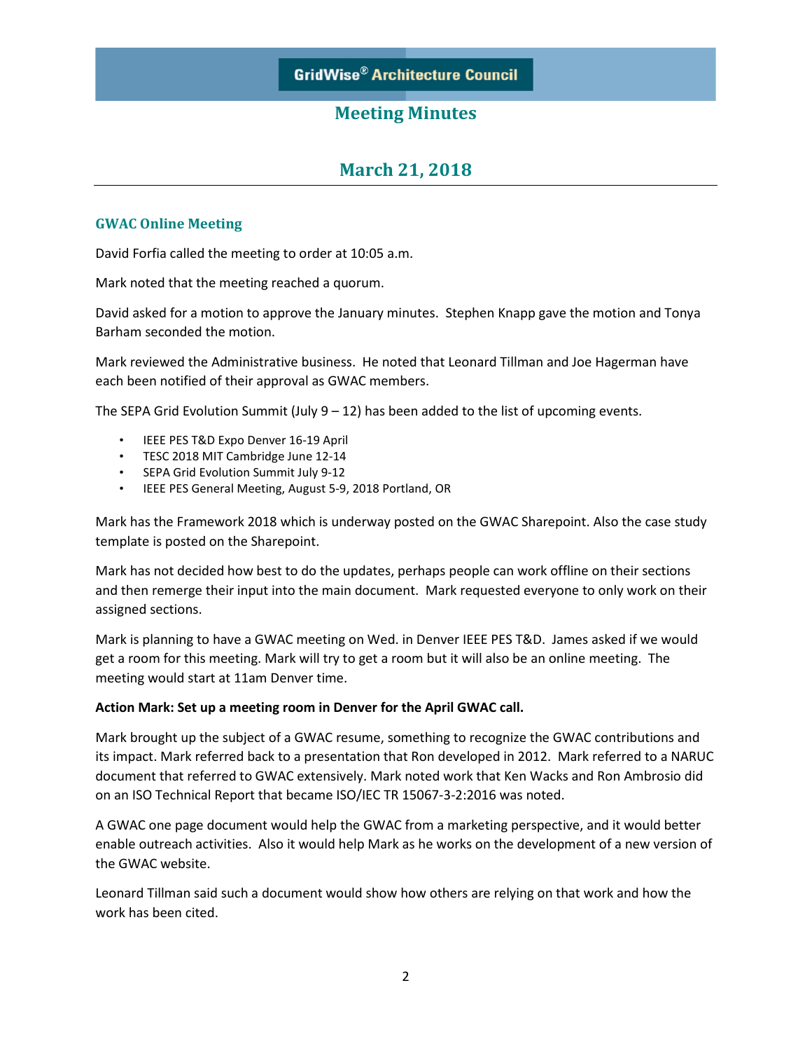# GridWise® Architecture Council

## Meeting Minutes

## March 21, 2018

### GWAC Online Meeting

David Forfia called the meeting to order at 10:05 a.m.

Mark noted that the meeting reached a quorum.

David asked for a motion to approve the January minutes. Stephen Knapp gave the motion and Tonya Barham seconded the motion.

Mark reviewed the Administrative business. He noted that Leonard Tillman and Joe Hagerman have each been notified of their approval as GWAC members.

The SEPA Grid Evolution Summit (July 9 – 12) has been added to the list of upcoming events.

- IEEE PES T&D Expo Denver 16-19 April
- TESC 2018 MIT Cambridge June 12-14
- SEPA Grid Evolution Summit July 9-12
- IEEE PES General Meeting, August 5-9, 2018 Portland, OR

Mark has the Framework 2018 which is underway posted on the GWAC Sharepoint. Also the case study template is posted on the Sharepoint.

Mark has not decided how best to do the updates, perhaps people can work offline on their sections and then remerge their input into the main document. Mark requested everyone to only work on their assigned sections.

Mark is planning to have a GWAC meeting on Wed. in Denver IEEE PES T&D. James asked if we would get a room for this meeting. Mark will try to get a room but it will also be an online meeting. The meeting would start at 11am Denver time.

**Action Mark: Set up a meeting room in Denver for the April GWAC call.**

Mark brought up the subject of a GWAC resume, something to recognize the GWAC contributions and its impact. Mark referred back to a presentation that Ron developed in 2012. Mark referred to a NARUC document that referred to GWAC extensively. Mark noted work that Ken Wacks and Ron Ambrosio did on an ISO Technical Report that became ISO/IEC TR 15067-3-2:2016 was noted.

A GWAC one page document would help the GWAC from a marketing perspective, and it would better enable outreach activities. Also it would help Mark as he works on the development of a new version of the GWAC website.

Leonard Tillman said such a document would show how others are relying on that work and how the work has been cited.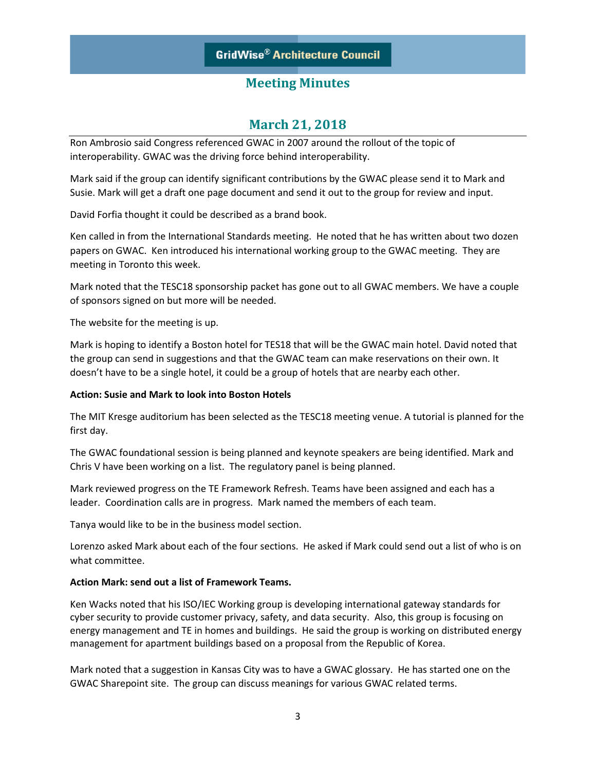# March 21, 2018

Ron Ambrosio said Congress referenced GWAC in 2007 around the rollout of the topic of interoperability. GWAC was the driving force behind interoperability.

Mark said if the group can identify significant contributions by the GWAC please send it to Mark and Susie. Mark will get a draft one page document and send it out to the group for review and input.

David Forfia thought it could be described as a brand book.

Ken called in from the International Standards meeting. He noted that he has written about two dozen papers on GWAC. Ken introduced his international working group to the GWAC meeting. They are meeting in Toronto this week.

Mark noted that the TESC18 sponsorship packet has gone out to all GWAC members. We have a couple of sponsors signed on but more will be needed.

The website for the meeting is up.

Mark is hoping to identify a Boston hotel for TES18 that will be the GWAC main hotel. David noted that the group can send in suggestions and that the GWAC team can make reservations on their own. It doesn't have to be a single hotel, it could be a group of hotels that are nearby each other.

**Action: Susie and Mark to look into Boston Hotels**

The MIT Kresge auditorium has been selected as the TESC18 meeting venue. A tutorial is planned for the first day.

The GWAC foundational session is being planned and keynote speakers are being identified. Mark and Chris V have been working on a list. The regulatory panel is being planned.

Mark reviewed progress on the TE Framework Refresh. Teams have been assigned and each has a leader. Coordination calls are in progress. Mark named the members of each team.

Tanya would like to be in the business model section.

Lorenzo asked Mark about each of the four sections. He asked if Mark could send out a list of who is on what committee.

**Action Mark: send out a list of Framework Teams.**

Ken Wacks noted that his ISO/IEC Working group is developing international gateway standards for cyber security to provide customer privacy, safety, and data security. Also, this group is focusing on energy management and TE in homes and buildings. He said the group is working on distributed energy management for apartment buildings based on a proposal from the Republic of Korea.

Mark noted that a suggestion in Kansas City was to have a GWAC glossary. He has started one on the GWAC Sharepoint site. The group can discuss meanings for various GWAC related terms.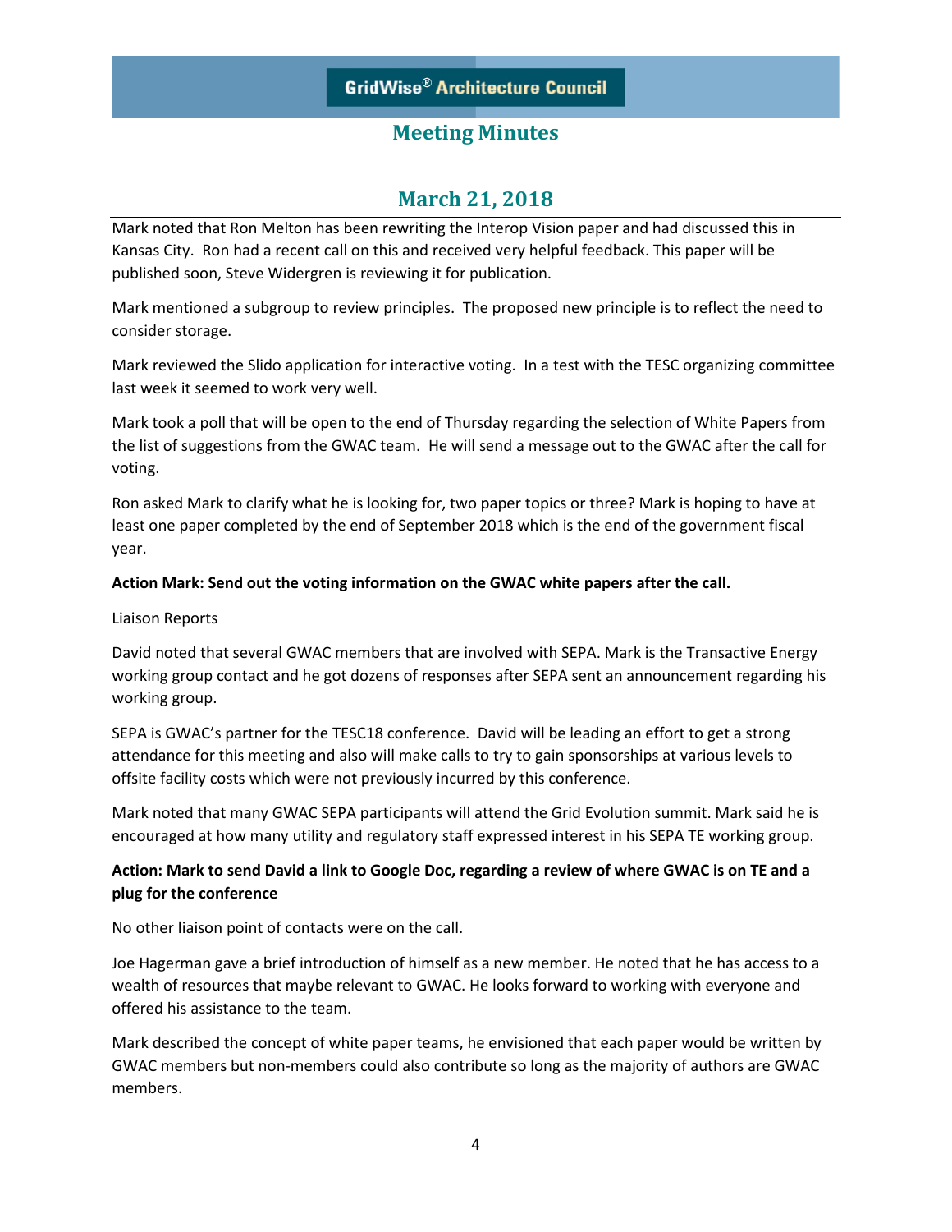# GridWise® Architecture Council

## Meeting Minutes

## March 21, 2018

Mark noted that Ron Melton has been rewriting the Interop Vision paper and had discussed this in Kansas City. Ron had a recent call on this and received very helpful feedback. This paper will be published soon, Steve Widergren is reviewing it for publication.

Mark mentioned a subgroup to review principles. The proposed new principle is to reflect the need to consider storage.

Mark reviewed the Slido application for interactive voting. In a test with the TESC organizing committee last week it seemed to work very well.

Mark took a poll that will be open to the end of Thursday regarding the selection of White Papers from the list of suggestions from the GWAC team. He will send a message out to the GWAC after the call for voting.

Ron asked Mark to clarify what he is looking for, two paper topics or three? Mark is hoping to have at least one paper completed by the end of September 2018 which is the end of the government fiscal year.

**Action Mark: Send out the voting information on the GWAC white papers after the call.**

Liaison Reports

David noted that several GWAC members that are involved with SEPA. Mark is the Transactive Energy working group contact and he got dozens of responses after SEPA sent an announcement regarding his working group.

SEPA is GWAC's partner for the TESC18 conference. David will be leading an effort to get a strong attendance for this meeting and also will make calls to try to gain sponsorships at various levels to offsite facility costs which were not previously incurred by this conference.

Mark noted that many GWAC SEPA participants will attend the Grid Evolution summit. Mark said he is encouraged at how many utility and regulatory staff expressed interest in his SEPA TE working group.

**Action: Mark to send David a link to Google Doc, regarding a review of where GWAC is on TE and a plug for the conference**

No other liaison point of contacts were on the call.

Joe Hagerman gave a brief introduction of himself as a new member. He noted that he has access to a wealth of resources that maybe relevant to GWAC. He looks forward to working with everyone and offered his assistance to the team.

Mark described the concept of white paper teams, he envisioned that each paper would be written by GWAC members but non-members could also contribute so long as the majority of authors are GWAC members.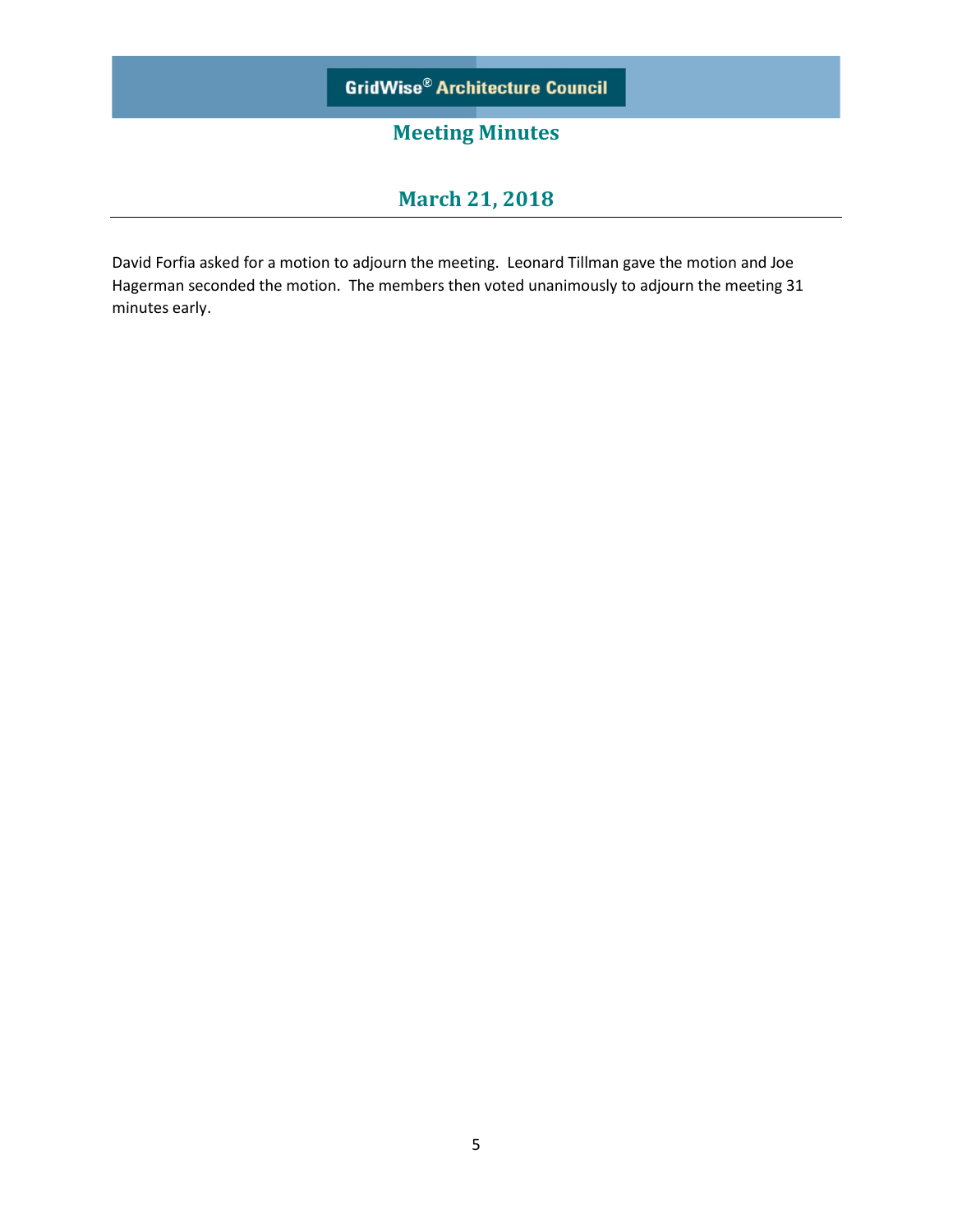GridWise® Architecture Council

## Meeting Minutes

## March 21, 2018

David Forfia asked for a motion to adjourn the meeting. Leonard Tillman gave the motion and Joe Hagerman seconded the motion. The members then voted unanimously to adjourn the meeting 31 minutes early.